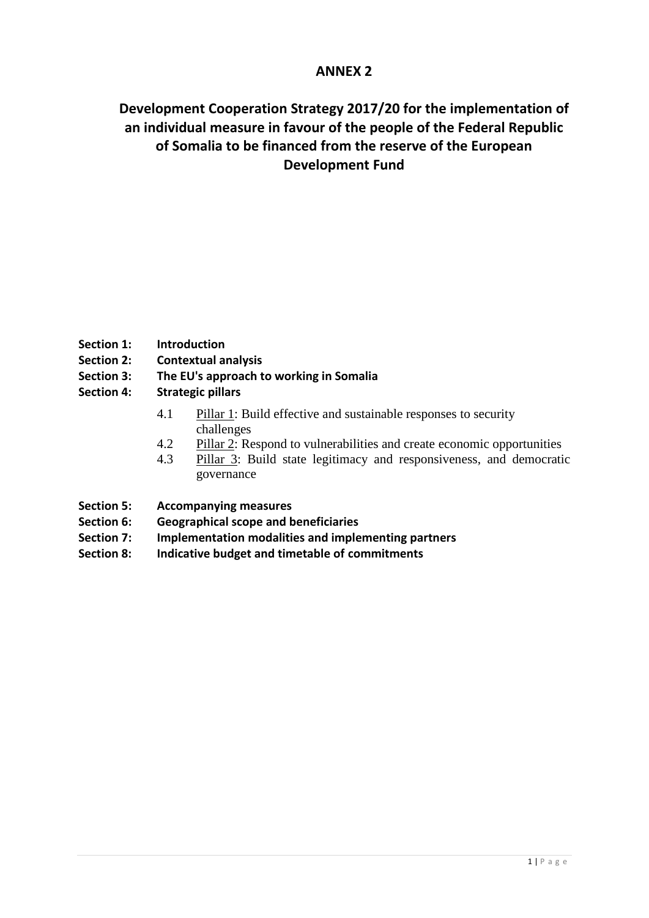# ANNEX 2

## Development Cooperation Strategy 2017/20 for the implementation of an individual measure in favour of the people of the Federal Republic of Somalia to be financed from the reserve of the European Development Fund

**Section 1:** **Introduction**

**Section 2:** **Contextual analysis**

**Section 3:** **The EU's approach to working in Somalia**

**Section 4:** **Strategic pillars**

- 4.1 Pillar 1: Build effective and sustainable responses to security challenges
- 4.2 Pillar 2: Respond to vulnerabilities and create economic opportunities
- 4.3 Pillar 3: Build state legitimacy and responsiveness, and democratic governance

**Section 5:** **Accompanying measures**

**Section 6:** **Geographical scope and beneficiaries**

**Section 7:** **Implementation modalities and implementing partners**

**Section 8:** **Indicative budget and timetable of commitments**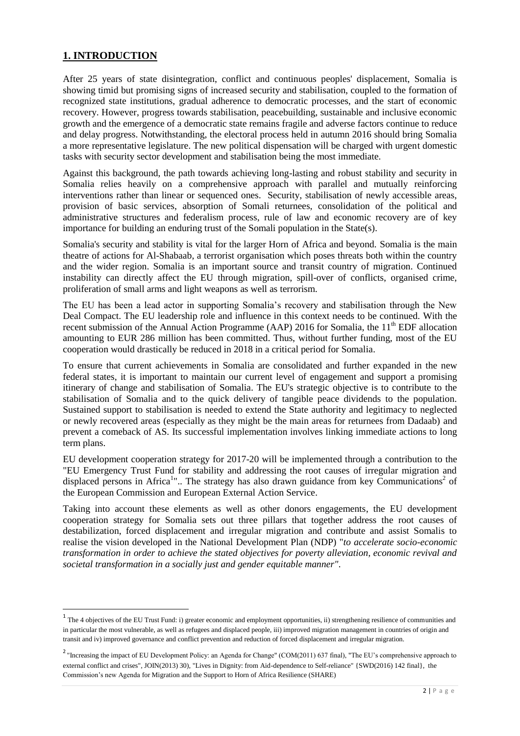## 1. INTRODUCTION

After 25 years of state disintegration, conflict and continuous peoples' displacement, Somalia is showing timid but promising signs of increased security and stabilisation, coupled to the formation of recognized state institutions, gradual adherence to democratic processes, and the start of economic recovery. However, progress towards stabilisation, peacebuilding, sustainable and inclusive economic growth and the emergence of a democratic state remains fragile and adverse factors continue to reduce and delay progress. Notwithstanding, the electoral process held in autumn 2016 should bring Somalia a more representative legislature. The new political dispensation will be charged with urgent domestic tasks with security sector development and stabilisation being the most immediate.

Against this background, the path towards achieving long-lasting and robust stability and security in Somalia relies heavily on a comprehensive approach with parallel and mutually reinforcing interventions rather than linear or sequenced ones. Security, stabilisation of newly accessible areas, provision of basic services, absorption of Somali returnees, consolidation of the political and administrative structures and federalism process, rule of law and economic recovery are of key importance for building an enduring trust of the Somali population in the State(s).

Somalia's security and stability is vital for the larger Horn of Africa and beyond. Somalia is the main theatre of actions for Al-Shabaab, a terrorist organisation which poses threats both within the country and the wider region. Somalia is an important source and transit country of migration. Continued instability can directly affect the EU through migration, spill-over of conflicts, organised crime, proliferation of small arms and light weapons as well as terrorism.

The EU has been a lead actor in supporting Somalia's recovery and stabilisation through the New Deal Compact. The EU leadership role and influence in this context needs to be continued. With the recent submission of the Annual Action Programme (AAP) 2016 for Somalia, the 11th EDF allocation amounting to EUR 286 million has been committed. Thus, without further funding, most of the EU cooperation would drastically be reduced in 2018 in a critical period for Somalia.

To ensure that current achievements in Somalia are consolidated and further expanded in the new federal states, it is important to maintain our current level of engagement and support a promising itinerary of change and stabilisation of Somalia. The EU's strategic objective is to contribute to the stabilisation of Somalia and to the quick delivery of tangible peace dividends to the population. Sustained support to stabilisation is needed to extend the State authority and legitimacy to neglected or newly recovered areas (especially as they might be the main areas for returnees from Dadaab) and prevent a comeback of AS. Its successful implementation involves linking immediate actions to long term plans.

EU development cooperation strategy for 2017-20 will be implemented through a contribution to the "EU Emergency Trust Fund for stability and addressing the root causes of irregular migration and displaced persons in Africa[1]".. The strategy has also drawn guidance from key Communications[2] of the European Commission and European External Action Service.

Taking into account these elements as well as other donors engagements, the EU development cooperation strategy for Somalia sets out three pillars that together address the root causes of destabilization, forced displacement and irregular migration and contribute and assist Somalis to realise the vision developed in the National Development Plan (NDP) "*to accelerate socio-economic transformation in order to achieve the stated objectives for poverty alleviation, economic revival and societal transformation in a socially just and gender equitable manner"*.

---

[1] The 4 objectives of the EU Trust Fund: i) greater economic and employment opportunities, ii) strengthening resilience of communities and in particular the most vulnerable, as well as refugees and displaced people, iii) improved migration management in countries of origin and transit and iv) improved governance and conflict prevention and reduction of forced displacement and irregular migration.

[2] "Increasing the impact of EU Development Policy: an Agenda for Change" (COM(2011) 637 final), "The EU's comprehensive approach to external conflict and crises", JOIN(2013) 30), "Lives in Dignity: from Aid-dependence to Self-reliance" {SWD(2016) 142 final}, the Commission's new Agenda for Migration and the Support to Horn of Africa Resilience (SHARE)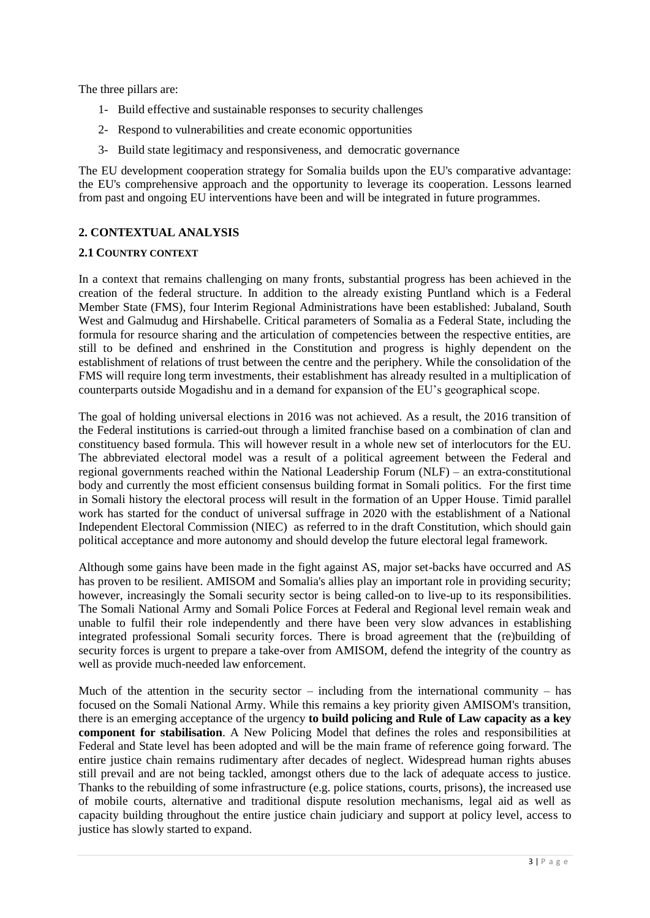The three pillars are:

1- Build effective and sustainable responses to security challenges
2- Respond to vulnerabilities and create economic opportunities
3- Build state legitimacy and responsiveness, and democratic governance

The EU development cooperation strategy for Somalia builds upon the EU's comparative advantage: the EU's comprehensive approach and the opportunity to leverage its cooperation. Lessons learned from past and ongoing EU interventions have been and will be integrated in future programmes.

## 2. CONTEXTUAL ANALYSIS

### 2.1 COUNTRY CONTEXT

In a context that remains challenging on many fronts, substantial progress has been achieved in the creation of the federal structure. In addition to the already existing Puntland which is a Federal Member State (FMS), four Interim Regional Administrations have been established: Jubaland, South West and Galmudug and Hirshabelle. Critical parameters of Somalia as a Federal State, including the formula for resource sharing and the articulation of competencies between the respective entities, are still to be defined and enshrined in the Constitution and progress is highly dependent on the establishment of relations of trust between the centre and the periphery. While the consolidation of the FMS will require long term investments, their establishment has already resulted in a multiplication of counterparts outside Mogadishu and in a demand for expansion of the EU's geographical scope.

The goal of holding universal elections in 2016 was not achieved. As a result, the 2016 transition of the Federal institutions is carried-out through a limited franchise based on a combination of clan and constituency based formula. This will however result in a whole new set of interlocutors for the EU. The abbreviated electoral model was a result of a political agreement between the Federal and regional governments reached within the National Leadership Forum (NLF) – an extra-constitutional body and currently the most efficient consensus building format in Somali politics. For the first time in Somali history the electoral process will result in the formation of an Upper House. Timid parallel work has started for the conduct of universal suffrage in 2020 with the establishment of a National Independent Electoral Commission (NIEC) as referred to in the draft Constitution, which should gain political acceptance and more autonomy and should develop the future electoral legal framework.

Although some gains have been made in the fight against AS, major set-backs have occurred and AS has proven to be resilient. AMISOM and Somalia's allies play an important role in providing security; however, increasingly the Somali security sector is being called-on to live-up to its responsibilities. The Somali National Army and Somali Police Forces at Federal and Regional level remain weak and unable to fulfil their role independently and there have been very slow advances in establishing integrated professional Somali security forces. There is broad agreement that the (re)building of security forces is urgent to prepare a take-over from AMISOM, defend the integrity of the country as well as provide much-needed law enforcement.

Much of the attention in the security sector – including from the international community – has focused on the Somali National Army. While this remains a key priority given AMISOM's transition, there is an emerging acceptance of the urgency **to build policing and Rule of Law capacity as a key component for stabilisation**. A New Policing Model that defines the roles and responsibilities at Federal and State level has been adopted and will be the main frame of reference going forward. The entire justice chain remains rudimentary after decades of neglect. Widespread human rights abuses still prevail and are not being tackled, amongst others due to the lack of adequate access to justice. Thanks to the rebuilding of some infrastructure (e.g. police stations, courts, prisons), the increased use of mobile courts, alternative and traditional dispute resolution mechanisms, legal aid as well as capacity building throughout the entire justice chain judiciary and support at policy level, access to justice has slowly started to expand.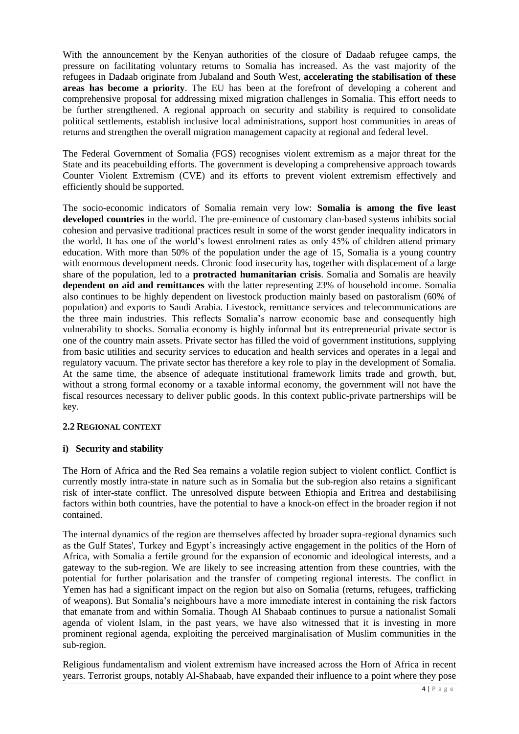With the announcement by the Kenyan authorities of the closure of Dadaab refugee camps, the pressure on facilitating voluntary returns to Somalia has increased. As the vast majority of the refugees in Dadaab originate from Jubaland and South West, **accelerating the stabilisation of these areas has become a priority**. The EU has been at the forefront of developing a coherent and comprehensive proposal for addressing mixed migration challenges in Somalia. This effort needs to be further strengthened. A regional approach on security and stability is required to consolidate political settlements, establish inclusive local administrations, support host communities in areas of returns and strengthen the overall migration management capacity at regional and federal level.

The Federal Government of Somalia (FGS) recognises violent extremism as a major threat for the State and its peacebuilding efforts. The government is developing a comprehensive approach towards Counter Violent Extremism (CVE) and its efforts to prevent violent extremism effectively and efficiently should be supported.

The socio-economic indicators of Somalia remain very low: **Somalia is among the five least developed countries** in the world. The pre-eminence of customary clan-based systems inhibits social cohesion and pervasive traditional practices result in some of the worst gender inequality indicators in the world. It has one of the world's lowest enrolment rates as only 45% of children attend primary education. With more than 50% of the population under the age of 15, Somalia is a young country with enormous development needs. Chronic food insecurity has, together with displacement of a large share of the population, led to a **protracted humanitarian crisis**. Somalia and Somalis are heavily **dependent on aid and remittances** with the latter representing 23% of household income. Somalia also continues to be highly dependent on livestock production mainly based on pastoralism (60% of population) and exports to Saudi Arabia. Livestock, remittance services and telecommunications are the three main industries. This reflects Somalia's narrow economic base and consequently high vulnerability to shocks. Somalia economy is highly informal but its entrepreneurial private sector is one of the country main assets. Private sector has filled the void of government institutions, supplying from basic utilities and security services to education and health services and operates in a legal and regulatory vacuum. The private sector has therefore a key role to play in the development of Somalia. At the same time, the absence of adequate institutional framework limits trade and growth, but, without a strong formal economy or a taxable informal economy, the government will not have the fiscal resources necessary to deliver public goods. In this context public-private partnerships will be key.

### 2.2 Regional context

#### i) Security and stability

The Horn of Africa and the Red Sea remains a volatile region subject to violent conflict. Conflict is currently mostly intra-state in nature such as in Somalia but the sub-region also retains a significant risk of inter-state conflict. The unresolved dispute between Ethiopia and Eritrea and destabilising factors within both countries, have the potential to have a knock-on effect in the broader region if not contained.

The internal dynamics of the region are themselves affected by broader supra-regional dynamics such as the Gulf States', Turkey and Egypt's increasingly active engagement in the politics of the Horn of Africa, with Somalia a fertile ground for the expansion of economic and ideological interests, and a gateway to the sub-region. We are likely to see increasing attention from these countries, with the potential for further polarisation and the transfer of competing regional interests. The conflict in Yemen has had a significant impact on the region but also on Somalia (returns, refugees, trafficking of weapons). But Somalia's neighbours have a more immediate interest in containing the risk factors that emanate from and within Somalia. Though Al Shabaab continues to pursue a nationalist Somali agenda of violent Islam, in the past years, we have also witnessed that it is investing in more prominent regional agenda, exploiting the perceived marginalisation of Muslim communities in the sub-region.

Religious fundamentalism and violent extremism have increased across the Horn of Africa in recent years. Terrorist groups, notably Al-Shabaab, have expanded their influence to a point where they pose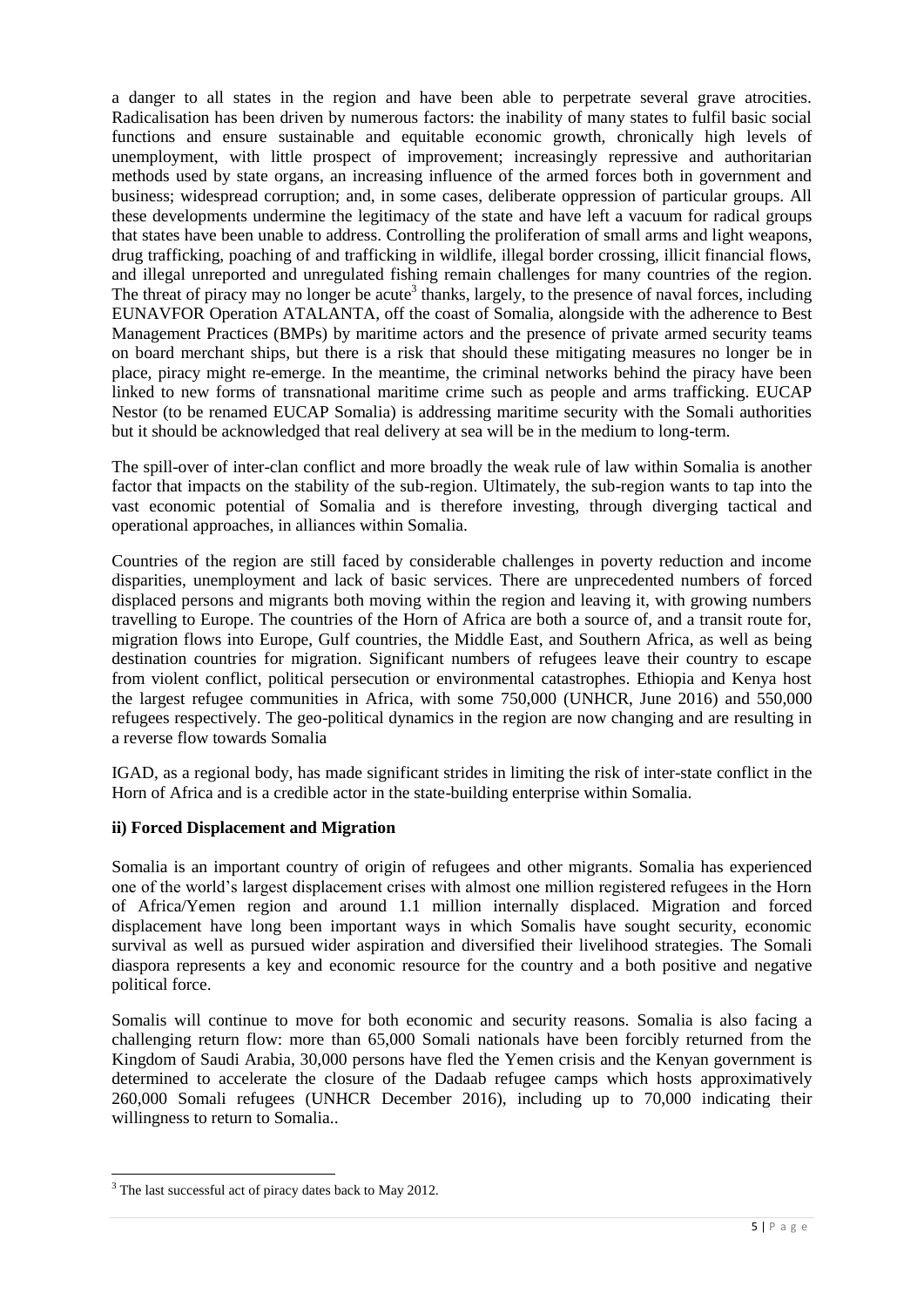a danger to all states in the region and have been able to perpetrate several grave atrocities. Radicalisation has been driven by numerous factors: the inability of many states to fulfil basic social functions and ensure sustainable and equitable economic growth, chronically high levels of unemployment, with little prospect of improvement; increasingly repressive and authoritarian methods used by state organs, an increasing influence of the armed forces both in government and business; widespread corruption; and, in some cases, deliberate oppression of particular groups. All these developments undermine the legitimacy of the state and have left a vacuum for radical groups that states have been unable to address. Controlling the proliferation of small arms and light weapons, drug trafficking, poaching of and trafficking in wildlife, illegal border crossing, illicit financial flows, and illegal unreported and unregulated fishing remain challenges for many countries of the region. The threat of piracy may no longer be acute[3] thanks, largely, to the presence of naval forces, including EUNAVFOR Operation ATALANTA, off the coast of Somalia, alongside with the adherence to Best Management Practices (BMPs) by maritime actors and the presence of private armed security teams on board merchant ships, but there is a risk that should these mitigating measures no longer be in place, piracy might re-emerge. In the meantime, the criminal networks behind the piracy have been linked to new forms of transnational maritime crime such as people and arms trafficking. EUCAP Nestor (to be renamed EUCAP Somalia) is addressing maritime security with the Somali authorities but it should be acknowledged that real delivery at sea will be in the medium to long-term.

The spill-over of inter-clan conflict and more broadly the weak rule of law within Somalia is another factor that impacts on the stability of the sub-region. Ultimately, the sub-region wants to tap into the vast economic potential of Somalia and is therefore investing, through diverging tactical and operational approaches, in alliances within Somalia.

Countries of the region are still faced by considerable challenges in poverty reduction and income disparities, unemployment and lack of basic services. There are unprecedented numbers of forced displaced persons and migrants both moving within the region and leaving it, with growing numbers travelling to Europe. The countries of the Horn of Africa are both a source of, and a transit route for, migration flows into Europe, Gulf countries, the Middle East, and Southern Africa, as well as being destination countries for migration. Significant numbers of refugees leave their country to escape from violent conflict, political persecution or environmental catastrophes. Ethiopia and Kenya host the largest refugee communities in Africa, with some 750,000 (UNHCR, June 2016) and 550,000 refugees respectively. The geo-political dynamics in the region are now changing and are resulting in a reverse flow towards Somalia

IGAD, as a regional body, has made significant strides in limiting the risk of inter-state conflict in the Horn of Africa and is a credible actor in the state-building enterprise within Somalia.

**ii) Forced Displacement and Migration**

Somalia is an important country of origin of refugees and other migrants. Somalia has experienced one of the world's largest displacement crises with almost one million registered refugees in the Horn of Africa/Yemen region and around 1.1 million internally displaced. Migration and forced displacement have long been important ways in which Somalis have sought security, economic survival as well as pursued wider aspiration and diversified their livelihood strategies. The Somali diaspora represents a key and economic resource for the country and a both positive and negative political force.

Somalis will continue to move for both economic and security reasons. Somalia is also facing a challenging return flow: more than 65,000 Somali nationals have been forcibly returned from the Kingdom of Saudi Arabia, 30,000 persons have fled the Yemen crisis and the Kenyan government is determined to accelerate the closure of the Dadaab refugee camps which hosts approximatively 260,000 Somali refugees (UNHCR December 2016), including up to 70,000 indicating their willingness to return to Somalia..

[3] The last successful act of piracy dates back to May 2012.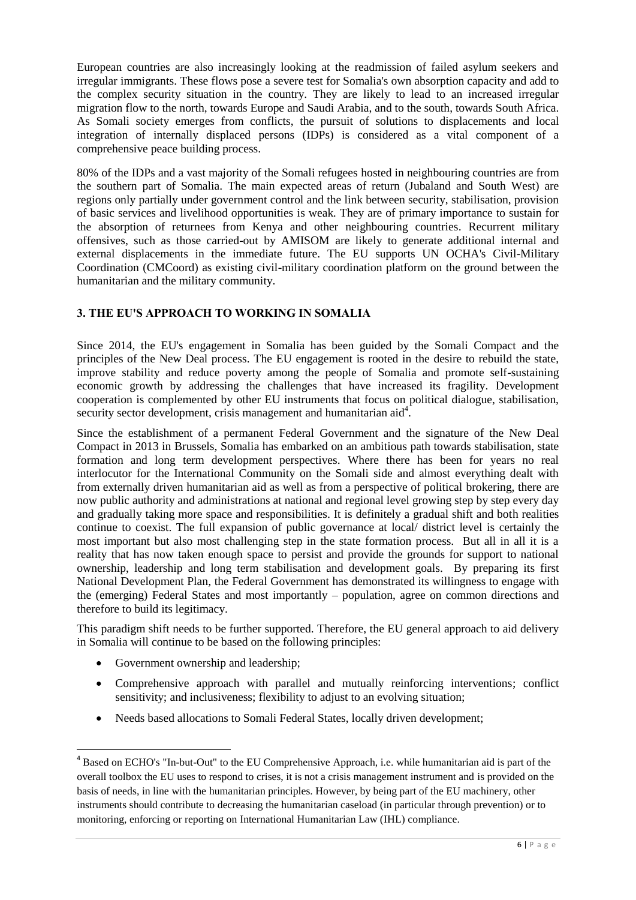European countries are also increasingly looking at the readmission of failed asylum seekers and irregular immigrants. These flows pose a severe test for Somalia's own absorption capacity and add to the complex security situation in the country. They are likely to lead to an increased irregular migration flow to the north, towards Europe and Saudi Arabia, and to the south, towards South Africa. As Somali society emerges from conflicts, the pursuit of solutions to displacements and local integration of internally displaced persons (IDPs) is considered as a vital component of a comprehensive peace building process.

80% of the IDPs and a vast majority of the Somali refugees hosted in neighbouring countries are from the southern part of Somalia. The main expected areas of return (Jubaland and South West) are regions only partially under government control and the link between security, stabilisation, provision of basic services and livelihood opportunities is weak. They are of primary importance to sustain for the absorption of returnees from Kenya and other neighbouring countries. Recurrent military offensives, such as those carried-out by AMISOM are likely to generate additional internal and external displacements in the immediate future. The EU supports UN OCHA's Civil-Military Coordination (CMCoord) as existing civil-military coordination platform on the ground between the humanitarian and the military community.

## 3. THE EU'S APPROACH TO WORKING IN SOMALIA

Since 2014, the EU's engagement in Somalia has been guided by the Somali Compact and the principles of the New Deal process. The EU engagement is rooted in the desire to rebuild the state, improve stability and reduce poverty among the people of Somalia and promote self-sustaining economic growth by addressing the challenges that have increased its fragility. Development cooperation is complemented by other EU instruments that focus on political dialogue, stabilisation, security sector development, crisis management and humanitarian aid[4].

Since the establishment of a permanent Federal Government and the signature of the New Deal Compact in 2013 in Brussels, Somalia has embarked on an ambitious path towards stabilisation, state formation and long term development perspectives. Where there has been for years no real interlocutor for the International Community on the Somali side and almost everything dealt with from externally driven humanitarian aid as well as from a perspective of political brokering, there are now public authority and administrations at national and regional level growing step by step every day and gradually taking more space and responsibilities. It is definitely a gradual shift and both realities continue to coexist. The full expansion of public governance at local/ district level is certainly the most important but also most challenging step in the state formation process. But all in all it is a reality that has now taken enough space to persist and provide the grounds for support to national ownership, leadership and long term stabilisation and development goals. By preparing its first National Development Plan, the Federal Government has demonstrated its willingness to engage with the (emerging) Federal States and most importantly – population, agree on common directions and therefore to build its legitimacy.

This paradigm shift needs to be further supported. Therefore, the EU general approach to aid delivery in Somalia will continue to be based on the following principles:

- Government ownership and leadership;
- Comprehensive approach with parallel and mutually reinforcing interventions; conflict sensitivity; and inclusiveness; flexibility to adjust to an evolving situation;
- Needs based allocations to Somali Federal States, locally driven development;

[4] Based on ECHO's "In-but-Out" to the EU Comprehensive Approach, i.e. while humanitarian aid is part of the overall toolbox the EU uses to respond to crises, it is not a crisis management instrument and is provided on the basis of needs, in line with the humanitarian principles. However, by being part of the EU machinery, other instruments should contribute to decreasing the humanitarian caseload (in particular through prevention) or to monitoring, enforcing or reporting on International Humanitarian Law (IHL) compliance.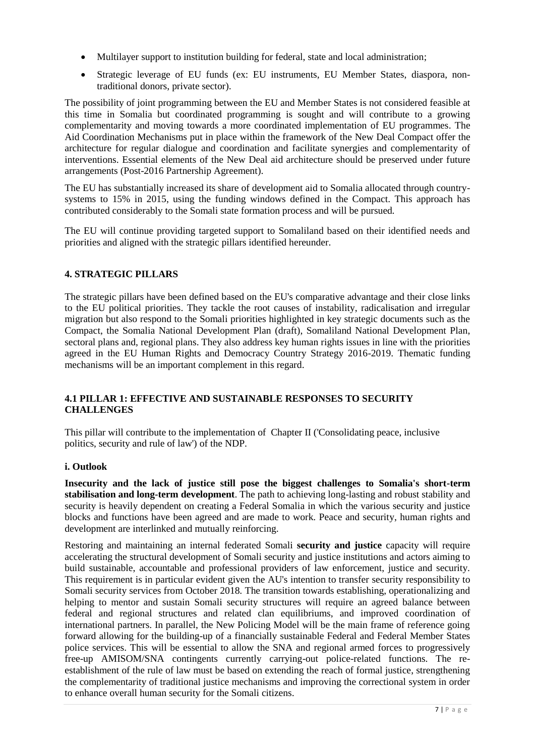- Multilayer support to institution building for federal, state and local administration;
- Strategic leverage of EU funds (ex: EU instruments, EU Member States, diaspora, non-traditional donors, private sector).

The possibility of joint programming between the EU and Member States is not considered feasible at this time in Somalia but coordinated programming is sought and will contribute to a growing complementarity and moving towards a more coordinated implementation of EU programmes. The Aid Coordination Mechanisms put in place within the framework of the New Deal Compact offer the architecture for regular dialogue and coordination and facilitate synergies and complementarity of interventions. Essential elements of the New Deal aid architecture should be preserved under future arrangements (Post-2016 Partnership Agreement).

The EU has substantially increased its share of development aid to Somalia allocated through country-systems to 15% in 2015, using the funding windows defined in the Compact. This approach has contributed considerably to the Somali state formation process and will be pursued.

The EU will continue providing targeted support to Somaliland based on their identified needs and priorities and aligned with the strategic pillars identified hereunder.

## 4. STRATEGIC PILLARS

The strategic pillars have been defined based on the EU's comparative advantage and their close links to the EU political priorities. They tackle the root causes of instability, radicalisation and irregular migration but also respond to the Somali priorities highlighted in key strategic documents such as the Compact, the Somalia National Development Plan (draft), Somaliland National Development Plan, sectoral plans and, regional plans. They also address key human rights issues in line with the priorities agreed in the EU Human Rights and Democracy Country Strategy 2016-2019. Thematic funding mechanisms will be an important complement in this regard.

### 4.1 PILLAR 1: EFFECTIVE AND SUSTAINABLE RESPONSES TO SECURITY CHALLENGES

This pillar will contribute to the implementation of Chapter II ('Consolidating peace, inclusive politics, security and rule of law') of the NDP.

#### i. Outlook

**Insecurity and the lack of justice still pose the biggest challenges to Somalia's short-term stabilisation and long-term development**. The path to achieving long-lasting and robust stability and security is heavily dependent on creating a Federal Somalia in which the various security and justice blocks and functions have been agreed and are made to work. Peace and security, human rights and development are interlinked and mutually reinforcing.

Restoring and maintaining an internal federated Somali **security and justice** capacity will require accelerating the structural development of Somali security and justice institutions and actors aiming to build sustainable, accountable and professional providers of law enforcement, justice and security. This requirement is in particular evident given the AU's intention to transfer security responsibility to Somali security services from October 2018. The transition towards establishing, operationalizing and helping to mentor and sustain Somali security structures will require an agreed balance between federal and regional structures and related clan equilibriums, and improved coordination of international partners. In parallel, the New Policing Model will be the main frame of reference going forward allowing for the building-up of a financially sustainable Federal and Federal Member States police services. This will be essential to allow the SNA and regional armed forces to progressively free-up AMISOM/SNA contingents currently carrying-out police-related functions. The re-establishment of the rule of law must be based on extending the reach of formal justice, strengthening the complementarity of traditional justice mechanisms and improving the correctional system in order to enhance overall human security for the Somali citizens.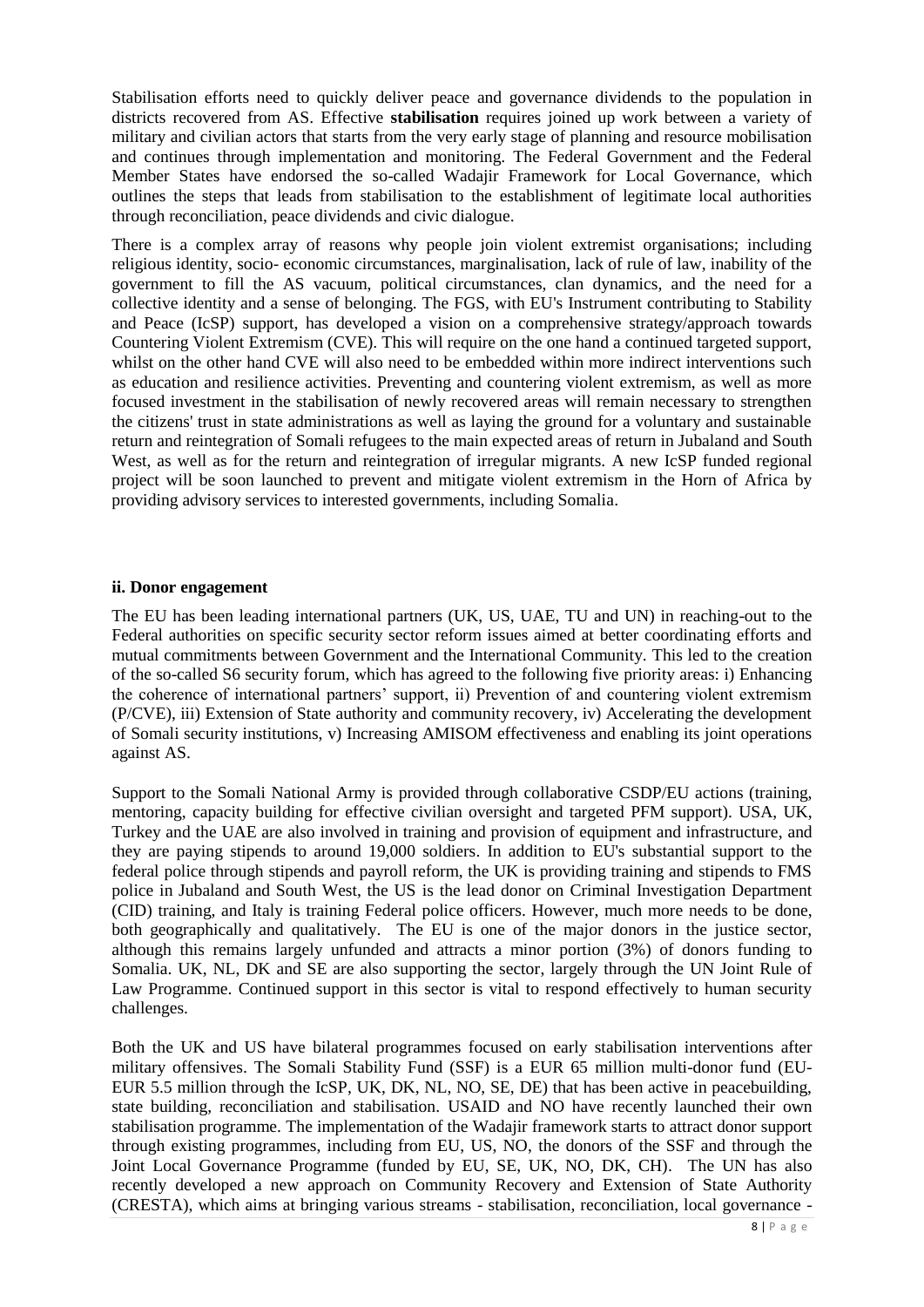Stabilisation efforts need to quickly deliver peace and governance dividends to the population in districts recovered from AS. Effective **stabilisation** requires joined up work between a variety of military and civilian actors that starts from the very early stage of planning and resource mobilisation and continues through implementation and monitoring. The Federal Government and the Federal Member States have endorsed the so-called Wadajir Framework for Local Governance, which outlines the steps that leads from stabilisation to the establishment of legitimate local authorities through reconciliation, peace dividends and civic dialogue.

There is a complex array of reasons why people join violent extremist organisations; including religious identity, socio- economic circumstances, marginalisation, lack of rule of law, inability of the government to fill the AS vacuum, political circumstances, clan dynamics, and the need for a collective identity and a sense of belonging. The FGS, with EU's Instrument contributing to Stability and Peace (IcSP) support, has developed a vision on a comprehensive strategy/approach towards Countering Violent Extremism (CVE). This will require on the one hand a continued targeted support, whilst on the other hand CVE will also need to be embedded within more indirect interventions such as education and resilience activities. Preventing and countering violent extremism, as well as more focused investment in the stabilisation of newly recovered areas will remain necessary to strengthen the citizens' trust in state administrations as well as laying the ground for a voluntary and sustainable return and reintegration of Somali refugees to the main expected areas of return in Jubaland and South West, as well as for the return and reintegration of irregular migrants. A new IcSP funded regional project will be soon launched to prevent and mitigate violent extremism in the Horn of Africa by providing advisory services to interested governments, including Somalia.

### ii. Donor engagement

The EU has been leading international partners (UK, US, UAE, TU and UN) in reaching-out to the Federal authorities on specific security sector reform issues aimed at better coordinating efforts and mutual commitments between Government and the International Community. This led to the creation of the so-called S6 security forum, which has agreed to the following five priority areas: i) Enhancing the coherence of international partners' support, ii) Prevention of and countering violent extremism (P/CVE), iii) Extension of State authority and community recovery, iv) Accelerating the development of Somali security institutions, v) Increasing AMISOM effectiveness and enabling its joint operations against AS.

Support to the Somali National Army is provided through collaborative CSDP/EU actions (training, mentoring, capacity building for effective civilian oversight and targeted PFM support). USA, UK, Turkey and the UAE are also involved in training and provision of equipment and infrastructure, and they are paying stipends to around 19,000 soldiers. In addition to EU's substantial support to the federal police through stipends and payroll reform, the UK is providing training and stipends to FMS police in Jubaland and South West, the US is the lead donor on Criminal Investigation Department (CID) training, and Italy is training Federal police officers. However, much more needs to be done, both geographically and qualitatively. The EU is one of the major donors in the justice sector, although this remains largely unfunded and attracts a minor portion (3%) of donors funding to Somalia. UK, NL, DK and SE are also supporting the sector, largely through the UN Joint Rule of Law Programme. Continued support in this sector is vital to respond effectively to human security challenges.

Both the UK and US have bilateral programmes focused on early stabilisation interventions after military offensives. The Somali Stability Fund (SSF) is a EUR 65 million multi-donor fund (EU- EUR 5.5 million through the IcSP, UK, DK, NL, NO, SE, DE) that has been active in peacebuilding, state building, reconciliation and stabilisation. USAID and NO have recently launched their own stabilisation programme. The implementation of the Wadajir framework starts to attract donor support through existing programmes, including from EU, US, NO, the donors of the SSF and through the Joint Local Governance Programme (funded by EU, SE, UK, NO, DK, CH). The UN has also recently developed a new approach on Community Recovery and Extension of State Authority (CRESTA), which aims at bringing various streams - stabilisation, reconciliation, local governance -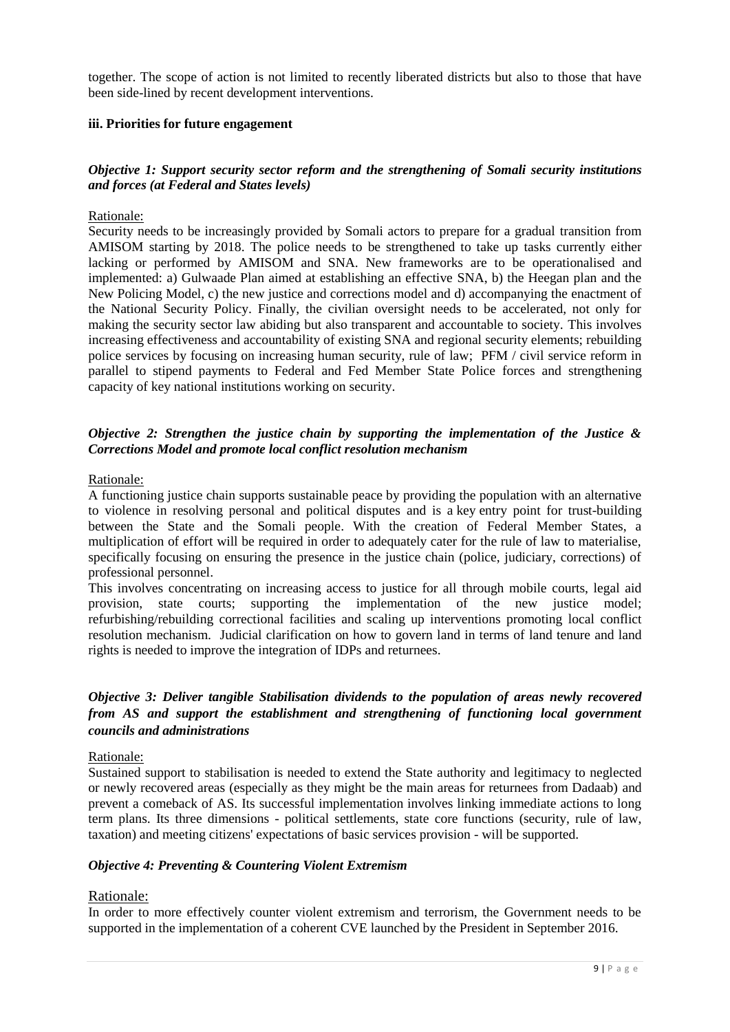together. The scope of action is not limited to recently liberated districts but also to those that have been side-lined by recent development interventions.

### iii. Priorities for future engagement

#### *Objective 1: Support security sector reform and the strengthening of Somali security institutions and forces (at Federal and States levels)*

Rationale:

Security needs to be increasingly provided by Somali actors to prepare for a gradual transition from AMISOM starting by 2018. The police needs to be strengthened to take up tasks currently either lacking or performed by AMISOM and SNA. New frameworks are to be operationalised and implemented: a) Gulwaade Plan aimed at establishing an effective SNA, b) the Heegan plan and the New Policing Model, c) the new justice and corrections model and d) accompanying the enactment of the National Security Policy. Finally, the civilian oversight needs to be accelerated, not only for making the security sector law abiding but also transparent and accountable to society. This involves increasing effectiveness and accountability of existing SNA and regional security elements; rebuilding police services by focusing on increasing human security, rule of law; PFM / civil service reform in parallel to stipend payments to Federal and Fed Member State Police forces and strengthening capacity of key national institutions working on security.

#### *Objective 2: Strengthen the justice chain by supporting the implementation of the Justice & Corrections Model and promote local conflict resolution mechanism*

Rationale:

A functioning justice chain supports sustainable peace by providing the population with an alternative to violence in resolving personal and political disputes and is a key entry point for trust-building between the State and the Somali people. With the creation of Federal Member States, a multiplication of effort will be required in order to adequately cater for the rule of law to materialise, specifically focusing on ensuring the presence in the justice chain (police, judiciary, corrections) of professional personnel.

This involves concentrating on increasing access to justice for all through mobile courts, legal aid provision, state courts; supporting the implementation of the new justice model; refurbishing/rebuilding correctional facilities and scaling up interventions promoting local conflict resolution mechanism. Judicial clarification on how to govern land in terms of land tenure and land rights is needed to improve the integration of IDPs and returnees.

#### *Objective 3: Deliver tangible Stabilisation dividends to the population of areas newly recovered from AS and support the establishment and strengthening of functioning local government councils and administrations*

Rationale:

Sustained support to stabilisation is needed to extend the State authority and legitimacy to neglected or newly recovered areas (especially as they might be the main areas for returnees from Dadaab) and prevent a comeback of AS. Its successful implementation involves linking immediate actions to long term plans. Its three dimensions - political settlements, state core functions (security, rule of law, taxation) and meeting citizens' expectations of basic services provision - will be supported.

#### *Objective 4: Preventing & Countering Violent Extremism*

Rationale:

In order to more effectively counter violent extremism and terrorism, the Government needs to be supported in the implementation of a coherent CVE launched by the President in September 2016.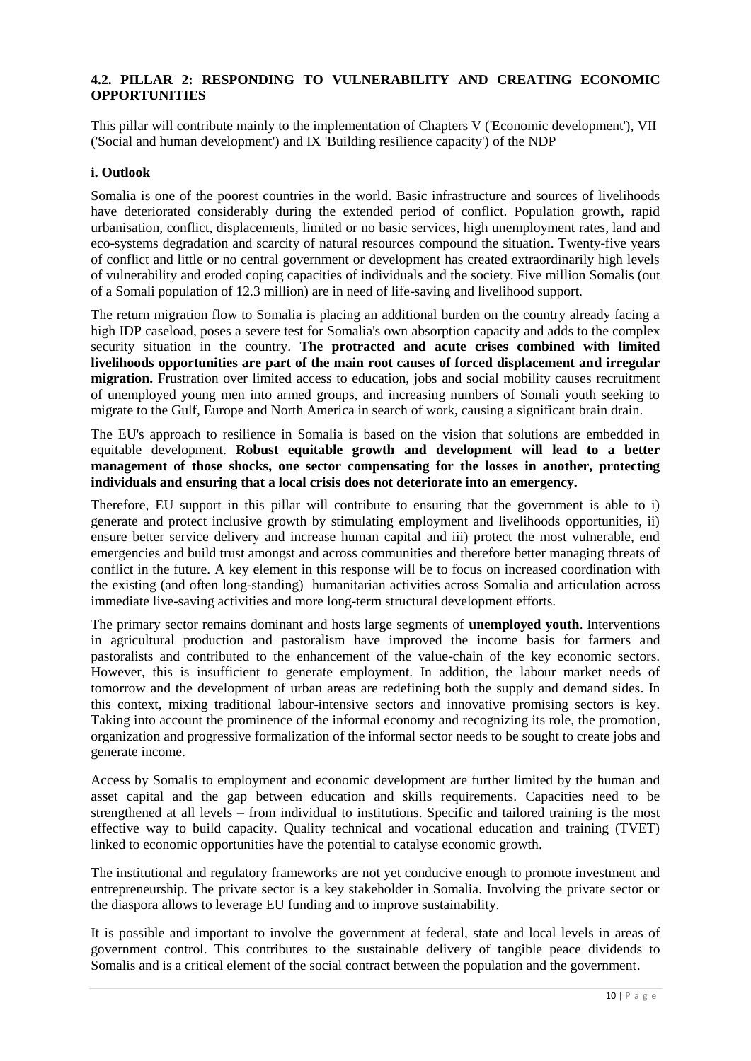## 4.2. PILLAR 2: RESPONDING TO VULNERABILITY AND CREATING ECONOMIC OPPORTUNITIES

This pillar will contribute mainly to the implementation of Chapters V ('Economic development'), VII ('Social and human development') and IX 'Building resilience capacity') of the NDP

### i. Outlook

Somalia is one of the poorest countries in the world. Basic infrastructure and sources of livelihoods have deteriorated considerably during the extended period of conflict. Population growth, rapid urbanisation, conflict, displacements, limited or no basic services, high unemployment rates, land and eco-systems degradation and scarcity of natural resources compound the situation. Twenty-five years of conflict and little or no central government or development has created extraordinarily high levels of vulnerability and eroded coping capacities of individuals and the society. Five million Somalis (out of a Somali population of 12.3 million) are in need of life-saving and livelihood support.

The return migration flow to Somalia is placing an additional burden on the country already facing a high IDP caseload, poses a severe test for Somalia's own absorption capacity and adds to the complex security situation in the country. **The protracted and acute crises combined with limited livelihoods opportunities are part of the main root causes of forced displacement and irregular migration.** Frustration over limited access to education, jobs and social mobility causes recruitment of unemployed young men into armed groups, and increasing numbers of Somali youth seeking to migrate to the Gulf, Europe and North America in search of work, causing a significant brain drain.

The EU's approach to resilience in Somalia is based on the vision that solutions are embedded in equitable development. **Robust equitable growth and development will lead to a better management of those shocks, one sector compensating for the losses in another, protecting individuals and ensuring that a local crisis does not deteriorate into an emergency.**

Therefore, EU support in this pillar will contribute to ensuring that the government is able to i) generate and protect inclusive growth by stimulating employment and livelihoods opportunities, ii) ensure better service delivery and increase human capital and iii) protect the most vulnerable, end emergencies and build trust amongst and across communities and therefore better managing threats of conflict in the future. A key element in this response will be to focus on increased coordination with the existing (and often long-standing) humanitarian activities across Somalia and articulation across immediate live-saving activities and more long-term structural development efforts.

The primary sector remains dominant and hosts large segments of **unemployed youth**. Interventions in agricultural production and pastoralism have improved the income basis for farmers and pastoralists and contributed to the enhancement of the value-chain of the key economic sectors. However, this is insufficient to generate employment. In addition, the labour market needs of tomorrow and the development of urban areas are redefining both the supply and demand sides. In this context, mixing traditional labour-intensive sectors and innovative promising sectors is key. Taking into account the prominence of the informal economy and recognizing its role, the promotion, organization and progressive formalization of the informal sector needs to be sought to create jobs and generate income.

Access by Somalis to employment and economic development are further limited by the human and asset capital and the gap between education and skills requirements. Capacities need to be strengthened at all levels – from individual to institutions. Specific and tailored training is the most effective way to build capacity. Quality technical and vocational education and training (TVET) linked to economic opportunities have the potential to catalyse economic growth.

The institutional and regulatory frameworks are not yet conducive enough to promote investment and entrepreneurship. The private sector is a key stakeholder in Somalia. Involving the private sector or the diaspora allows to leverage EU funding and to improve sustainability.

It is possible and important to involve the government at federal, state and local levels in areas of government control. This contributes to the sustainable delivery of tangible peace dividends to Somalis and is a critical element of the social contract between the population and the government.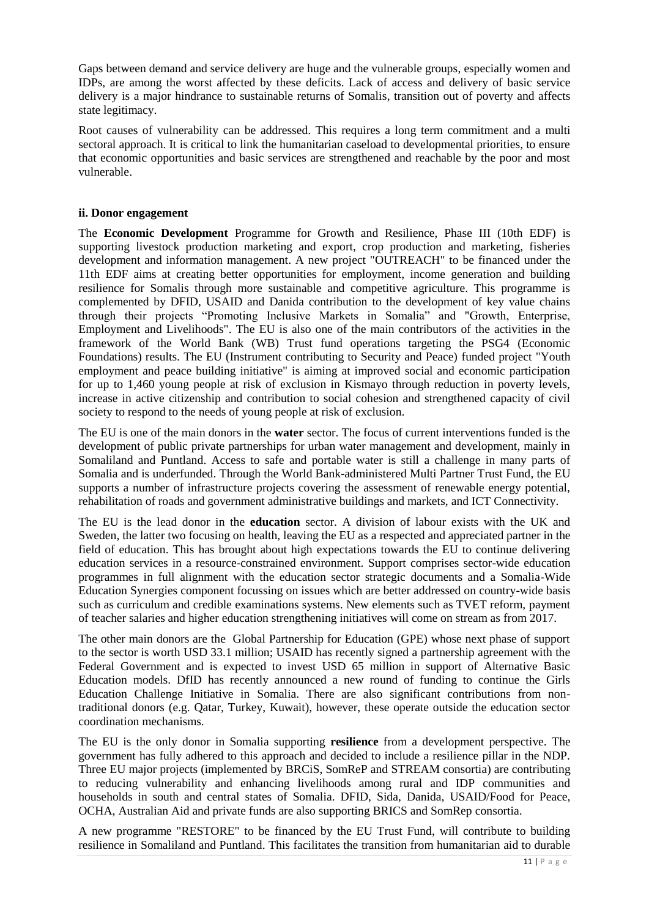Gaps between demand and service delivery are huge and the vulnerable groups, especially women and IDPs, are among the worst affected by these deficits. Lack of access and delivery of basic service delivery is a major hindrance to sustainable returns of Somalis, transition out of poverty and affects state legitimacy.

Root causes of vulnerability can be addressed. This requires a long term commitment and a multi sectoral approach. It is critical to link the humanitarian caseload to developmental priorities, to ensure that economic opportunities and basic services are strengthened and reachable by the poor and most vulnerable.

### ii. Donor engagement

The **Economic Development** Programme for Growth and Resilience, Phase III (10th EDF) is supporting livestock production marketing and export, crop production and marketing, fisheries development and information management. A new project "OUTREACH" to be financed under the 11th EDF aims at creating better opportunities for employment, income generation and building resilience for Somalis through more sustainable and competitive agriculture. This programme is complemented by DFID, USAID and Danida contribution to the development of key value chains through their projects "Promoting Inclusive Markets in Somalia" and "Growth, Enterprise, Employment and Livelihoods". The EU is also one of the main contributors of the activities in the framework of the World Bank (WB) Trust fund operations targeting the PSG4 (Economic Foundations) results. The EU (Instrument contributing to Security and Peace) funded project "Youth employment and peace building initiative" is aiming at improved social and economic participation for up to 1,460 young people at risk of exclusion in Kismayo through reduction in poverty levels, increase in active citizenship and contribution to social cohesion and strengthened capacity of civil society to respond to the needs of young people at risk of exclusion.

The EU is one of the main donors in the **water** sector. The focus of current interventions funded is the development of public private partnerships for urban water management and development, mainly in Somaliland and Puntland. Access to safe and portable water is still a challenge in many parts of Somalia and is underfunded. Through the World Bank-administered Multi Partner Trust Fund, the EU supports a number of infrastructure projects covering the assessment of renewable energy potential, rehabilitation of roads and government administrative buildings and markets, and ICT Connectivity.

The EU is the lead donor in the **education** sector. A division of labour exists with the UK and Sweden, the latter two focusing on health, leaving the EU as a respected and appreciated partner in the field of education. This has brought about high expectations towards the EU to continue delivering education services in a resource-constrained environment. Support comprises sector-wide education programmes in full alignment with the education sector strategic documents and a Somalia-Wide Education Synergies component focussing on issues which are better addressed on country-wide basis such as curriculum and credible examinations systems. New elements such as TVET reform, payment of teacher salaries and higher education strengthening initiatives will come on stream as from 2017.

The other main donors are the Global Partnership for Education (GPE) whose next phase of support to the sector is worth USD 33.1 million; USAID has recently signed a partnership agreement with the Federal Government and is expected to invest USD 65 million in support of Alternative Basic Education models. DfID has recently announced a new round of funding to continue the Girls Education Challenge Initiative in Somalia. There are also significant contributions from non-traditional donors (e.g. Qatar, Turkey, Kuwait), however, these operate outside the education sector coordination mechanisms.

The EU is the only donor in Somalia supporting **resilience** from a development perspective. The government has fully adhered to this approach and decided to include a resilience pillar in the NDP. Three EU major projects (implemented by BRCiS, SomReP and STREAM consortia) are contributing to reducing vulnerability and enhancing livelihoods among rural and IDP communities and households in south and central states of Somalia. DFID, Sida, Danida, USAID/Food for Peace, OCHA, Australian Aid and private funds are also supporting BRICS and SomRep consortia.

A new programme "RESTORE" to be financed by the EU Trust Fund, will contribute to building resilience in Somaliland and Puntland. This facilitates the transition from humanitarian aid to durable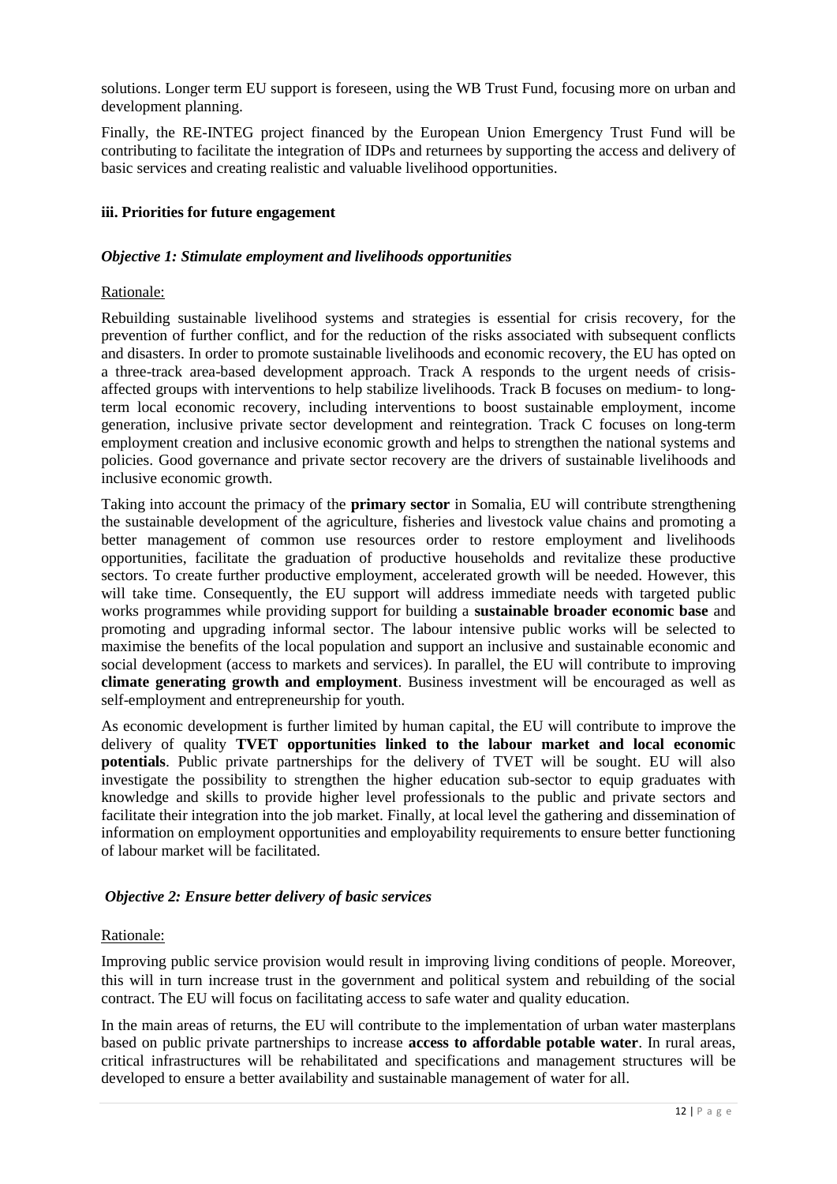solutions. Longer term EU support is foreseen, using the WB Trust Fund, focusing more on urban and development planning.

Finally, the RE-INTEG project financed by the European Union Emergency Trust Fund will be contributing to facilitate the integration of IDPs and returnees by supporting the access and delivery of basic services and creating realistic and valuable livelihood opportunities.

### iii. Priorities for future engagement

#### *Objective 1: Stimulate employment and livelihoods opportunities*

Rationale:

Rebuilding sustainable livelihood systems and strategies is essential for crisis recovery, for the prevention of further conflict, and for the reduction of the risks associated with subsequent conflicts and disasters. In order to promote sustainable livelihoods and economic recovery, the EU has opted on a three-track area-based development approach. Track A responds to the urgent needs of crisis-affected groups with interventions to help stabilize livelihoods. Track B focuses on medium- to long-term local economic recovery, including interventions to boost sustainable employment, income generation, inclusive private sector development and reintegration. Track C focuses on long-term employment creation and inclusive economic growth and helps to strengthen the national systems and policies. Good governance and private sector recovery are the drivers of sustainable livelihoods and inclusive economic growth.

Taking into account the primacy of the **primary sector** in Somalia, EU will contribute strengthening the sustainable development of the agriculture, fisheries and livestock value chains and promoting a better management of common use resources order to restore employment and livelihoods opportunities, facilitate the graduation of productive households and revitalize these productive sectors. To create further productive employment, accelerated growth will be needed. However, this will take time. Consequently, the EU support will address immediate needs with targeted public works programmes while providing support for building a **sustainable broader economic base** and promoting and upgrading informal sector. The labour intensive public works will be selected to maximise the benefits of the local population and support an inclusive and sustainable economic and social development (access to markets and services). In parallel, the EU will contribute to improving **climate generating growth and employment**. Business investment will be encouraged as well as self-employment and entrepreneurship for youth.

As economic development is further limited by human capital, the EU will contribute to improve the delivery of quality **TVET opportunities linked to the labour market and local economic potentials**. Public private partnerships for the delivery of TVET will be sought. EU will also investigate the possibility to strengthen the higher education sub-sector to equip graduates with knowledge and skills to provide higher level professionals to the public and private sectors and facilitate their integration into the job market. Finally, at local level the gathering and dissemination of information on employment opportunities and employability requirements to ensure better functioning of labour market will be facilitated.

#### *Objective 2: Ensure better delivery of basic services*

Rationale:

Improving public service provision would result in improving living conditions of people. Moreover, this will in turn increase trust in the government and political system and rebuilding of the social contract. The EU will focus on facilitating access to safe water and quality education.

In the main areas of returns, the EU will contribute to the implementation of urban water masterplans based on public private partnerships to increase **access to affordable potable water**. In rural areas, critical infrastructures will be rehabilitated and specifications and management structures will be developed to ensure a better availability and sustainable management of water for all.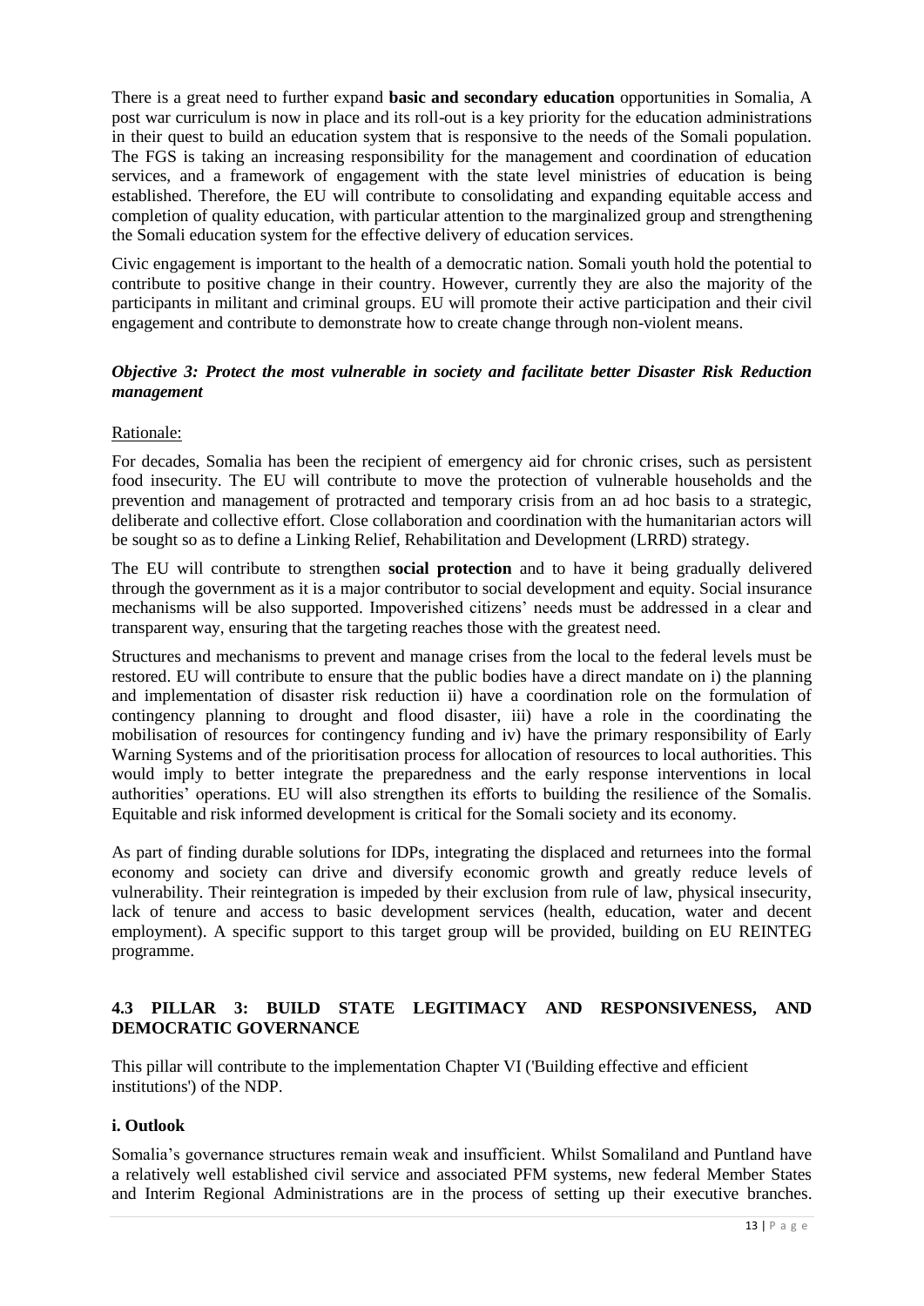There is a great need to further expand **basic and secondary education** opportunities in Somalia, A post war curriculum is now in place and its roll-out is a key priority for the education administrations in their quest to build an education system that is responsive to the needs of the Somali population. The FGS is taking an increasing responsibility for the management and coordination of education services, and a framework of engagement with the state level ministries of education is being established. Therefore, the EU will contribute to consolidating and expanding equitable access and completion of quality education, with particular attention to the marginalized group and strengthening the Somali education system for the effective delivery of education services.

Civic engagement is important to the health of a democratic nation. Somali youth hold the potential to contribute to positive change in their country. However, currently they are also the majority of the participants in militant and criminal groups. EU will promote their active participation and their civil engagement and contribute to demonstrate how to create change through non-violent means.

***Objective 3: Protect the most vulnerable in society and facilitate better Disaster Risk Reduction management***

Rationale:

For decades, Somalia has been the recipient of emergency aid for chronic crises, such as persistent food insecurity. The EU will contribute to move the protection of vulnerable households and the prevention and management of protracted and temporary crisis from an ad hoc basis to a strategic, deliberate and collective effort. Close collaboration and coordination with the humanitarian actors will be sought so as to define a Linking Relief, Rehabilitation and Development (LRRD) strategy.

The EU will contribute to strengthen **social protection** and to have it being gradually delivered through the government as it is a major contributor to social development and equity. Social insurance mechanisms will be also supported. Impoverished citizens' needs must be addressed in a clear and transparent way, ensuring that the targeting reaches those with the greatest need.

Structures and mechanisms to prevent and manage crises from the local to the federal levels must be restored. EU will contribute to ensure that the public bodies have a direct mandate on i) the planning and implementation of disaster risk reduction ii) have a coordination role on the formulation of contingency planning to drought and flood disaster, iii) have a role in the coordinating the mobilisation of resources for contingency funding and iv) have the primary responsibility of Early Warning Systems and of the prioritisation process for allocation of resources to local authorities. This would imply to better integrate the preparedness and the early response interventions in local authorities' operations. EU will also strengthen its efforts to building the resilience of the Somalis. Equitable and risk informed development is critical for the Somali society and its economy.

As part of finding durable solutions for IDPs, integrating the displaced and returnees into the formal economy and society can drive and diversify economic growth and greatly reduce levels of vulnerability. Their reintegration is impeded by their exclusion from rule of law, physical insecurity, lack of tenure and access to basic development services (health, education, water and decent employment). A specific support to this target group will be provided, building on EU REINTEG programme.

### 4.3 PILLAR 3: BUILD STATE LEGITIMACY AND RESPONSIVENESS, AND DEMOCRATIC GOVERNANCE

This pillar will contribute to the implementation Chapter VI ('Building effective and efficient institutions') of the NDP.

#### i. Outlook

Somalia's governance structures remain weak and insufficient. Whilst Somaliland and Puntland have a relatively well established civil service and associated PFM systems, new federal Member States and Interim Regional Administrations are in the process of setting up their executive branches.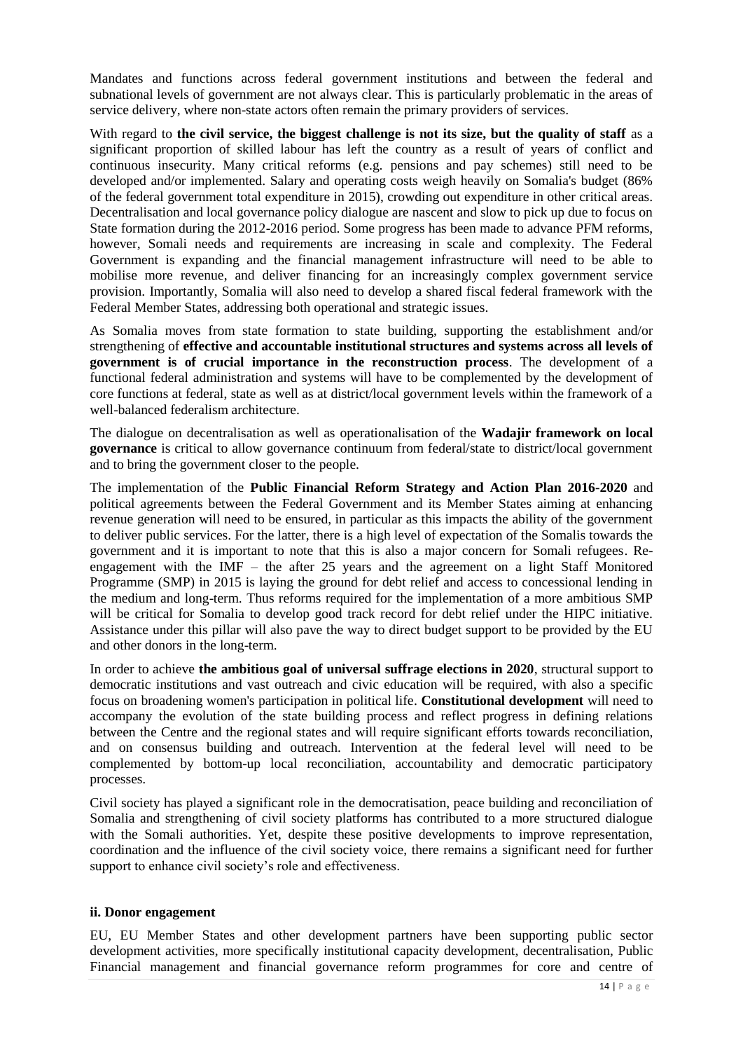Mandates and functions across federal government institutions and between the federal and subnational levels of government are not always clear. This is particularly problematic in the areas of service delivery, where non-state actors often remain the primary providers of services.

With regard to **the civil service, the biggest challenge is not its size, but the quality of staff** as a significant proportion of skilled labour has left the country as a result of years of conflict and continuous insecurity. Many critical reforms (e.g. pensions and pay schemes) still need to be developed and/or implemented. Salary and operating costs weigh heavily on Somalia's budget (86% of the federal government total expenditure in 2015), crowding out expenditure in other critical areas. Decentralisation and local governance policy dialogue are nascent and slow to pick up due to focus on State formation during the 2012-2016 period. Some progress has been made to advance PFM reforms, however, Somali needs and requirements are increasing in scale and complexity. The Federal Government is expanding and the financial management infrastructure will need to be able to mobilise more revenue, and deliver financing for an increasingly complex government service provision. Importantly, Somalia will also need to develop a shared fiscal federal framework with the Federal Member States, addressing both operational and strategic issues.

As Somalia moves from state formation to state building, supporting the establishment and/or strengthening of **effective and accountable institutional structures and systems across all levels of government is of crucial importance in the reconstruction process**. The development of a functional federal administration and systems will have to be complemented by the development of core functions at federal, state as well as at district/local government levels within the framework of a well-balanced federalism architecture.

The dialogue on decentralisation as well as operationalisation of the **Wadajir framework on local governance** is critical to allow governance continuum from federal/state to district/local government and to bring the government closer to the people.

The implementation of the **Public Financial Reform Strategy and Action Plan 2016-2020** and political agreements between the Federal Government and its Member States aiming at enhancing revenue generation will need to be ensured, in particular as this impacts the ability of the government to deliver public services. For the latter, there is a high level of expectation of the Somalis towards the government and it is important to note that this is also a major concern for Somali refugees. Re-engagement with the IMF – the after 25 years and the agreement on a light Staff Monitored Programme (SMP) in 2015 is laying the ground for debt relief and access to concessional lending in the medium and long-term. Thus reforms required for the implementation of a more ambitious SMP will be critical for Somalia to develop good track record for debt relief under the HIPC initiative. Assistance under this pillar will also pave the way to direct budget support to be provided by the EU and other donors in the long-term.

In order to achieve **the ambitious goal of universal suffrage elections in 2020**, structural support to democratic institutions and vast outreach and civic education will be required, with also a specific focus on broadening women's participation in political life. **Constitutional development** will need to accompany the evolution of the state building process and reflect progress in defining relations between the Centre and the regional states and will require significant efforts towards reconciliation, and on consensus building and outreach. Intervention at the federal level will need to be complemented by bottom-up local reconciliation, accountability and democratic participatory processes.

Civil society has played a significant role in the democratisation, peace building and reconciliation of Somalia and strengthening of civil society platforms has contributed to a more structured dialogue with the Somali authorities. Yet, despite these positive developments to improve representation, coordination and the influence of the civil society voice, there remains a significant need for further support to enhance civil society's role and effectiveness.

#### ii. Donor engagement

EU, EU Member States and other development partners have been supporting public sector development activities, more specifically institutional capacity development, decentralisation, Public Financial management and financial governance reform programmes for core and centre of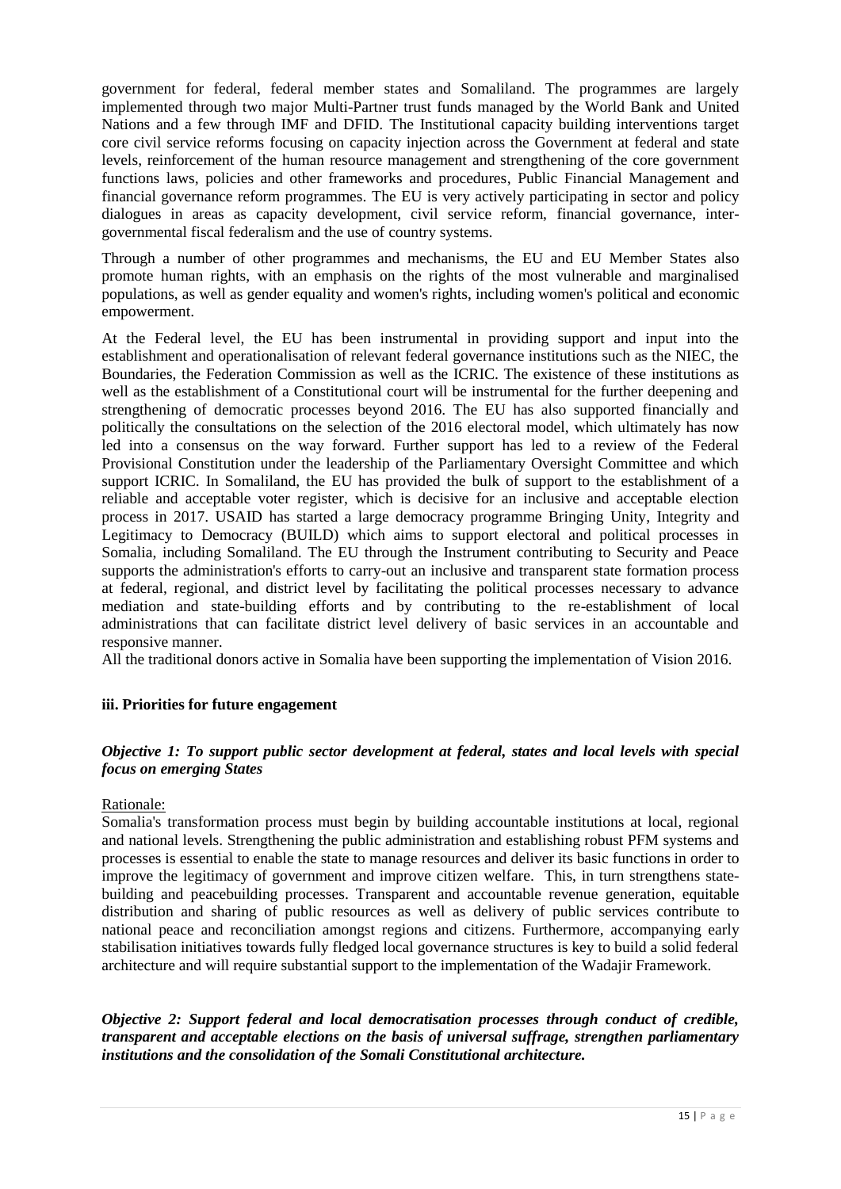government for federal, federal member states and Somaliland. The programmes are largely implemented through two major Multi-Partner trust funds managed by the World Bank and United Nations and a few through IMF and DFID. The Institutional capacity building interventions target core civil service reforms focusing on capacity injection across the Government at federal and state levels, reinforcement of the human resource management and strengthening of the core government functions laws, policies and other frameworks and procedures, Public Financial Management and financial governance reform programmes. The EU is very actively participating in sector and policy dialogues in areas as capacity development, civil service reform, financial governance, inter-governmental fiscal federalism and the use of country systems.

Through a number of other programmes and mechanisms, the EU and EU Member States also promote human rights, with an emphasis on the rights of the most vulnerable and marginalised populations, as well as gender equality and women's rights, including women's political and economic empowerment.

At the Federal level, the EU has been instrumental in providing support and input into the establishment and operationalisation of relevant federal governance institutions such as the NIEC, the Boundaries, the Federation Commission as well as the ICRIC. The existence of these institutions as well as the establishment of a Constitutional court will be instrumental for the further deepening and strengthening of democratic processes beyond 2016. The EU has also supported financially and politically the consultations on the selection of the 2016 electoral model, which ultimately has now led into a consensus on the way forward. Further support has led to a review of the Federal Provisional Constitution under the leadership of the Parliamentary Oversight Committee and which support ICRIC. In Somaliland, the EU has provided the bulk of support to the establishment of a reliable and acceptable voter register, which is decisive for an inclusive and acceptable election process in 2017. USAID has started a large democracy programme Bringing Unity, Integrity and Legitimacy to Democracy (BUILD) which aims to support electoral and political processes in Somalia, including Somaliland. The EU through the Instrument contributing to Security and Peace supports the administration's efforts to carry-out an inclusive and transparent state formation process at federal, regional, and district level by facilitating the political processes necessary to advance mediation and state-building efforts and by contributing to the re-establishment of local administrations that can facilitate district level delivery of basic services in an accountable and responsive manner.
All the traditional donors active in Somalia have been supporting the implementation of Vision 2016.

### iii. Priorities for future engagement

***Objective 1: To support public sector development at federal, states and local levels with special focus on emerging States***

Rationale:
Somalia's transformation process must begin by building accountable institutions at local, regional and national levels. Strengthening the public administration and establishing robust PFM systems and processes is essential to enable the state to manage resources and deliver its basic functions in order to improve the legitimacy of government and improve citizen welfare. This, in turn strengthens state-building and peacebuilding processes. Transparent and accountable revenue generation, equitable distribution and sharing of public resources as well as delivery of public services contribute to national peace and reconciliation amongst regions and citizens. Furthermore, accompanying early stabilisation initiatives towards fully fledged local governance structures is key to build a solid federal architecture and will require substantial support to the implementation of the Wadajir Framework.

***Objective 2: Support federal and local democratisation processes through conduct of credible, transparent and acceptable elections on the basis of universal suffrage, strengthen parliamentary institutions and the consolidation of the Somali Constitutional architecture.***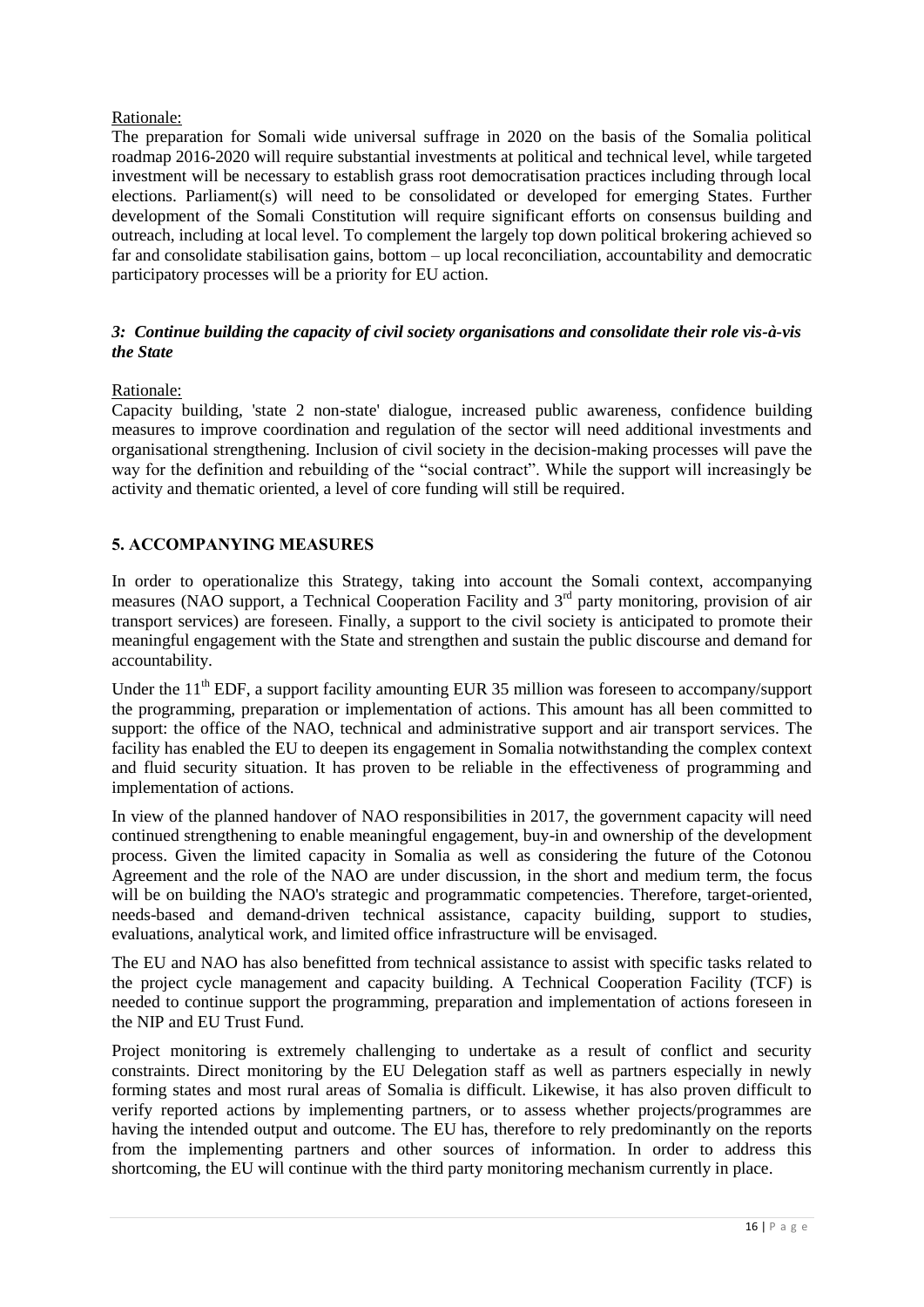Rationale:

The preparation for Somali wide universal suffrage in 2020 on the basis of the Somalia political roadmap 2016-2020 will require substantial investments at political and technical level, while targeted investment will be necessary to establish grass root democratisation practices including through local elections. Parliament(s) will need to be consolidated or developed for emerging States. Further development of the Somali Constitution will require significant efforts on consensus building and outreach, including at local level. To complement the largely top down political brokering achieved so far and consolidate stabilisation gains, bottom – up local reconciliation, accountability and democratic participatory processes will be a priority for EU action.

***3: Continue building the capacity of civil society organisations and consolidate their role vis-à-vis the State***

Rationale:

Capacity building, 'state 2 non-state' dialogue, increased public awareness, confidence building measures to improve coordination and regulation of the sector will need additional investments and organisational strengthening. Inclusion of civil society in the decision-making processes will pave the way for the definition and rebuilding of the "social contract". While the support will increasingly be activity and thematic oriented, a level of core funding will still be required.

## 5. ACCOMPANYING MEASURES

In order to operationalize this Strategy, taking into account the Somali context, accompanying measures (NAO support, a Technical Cooperation Facility and 3rd party monitoring, provision of air transport services) are foreseen. Finally, a support to the civil society is anticipated to promote their meaningful engagement with the State and strengthen and sustain the public discourse and demand for accountability.

Under the 11th EDF, a support facility amounting EUR 35 million was foreseen to accompany/support the programming, preparation or implementation of actions. This amount has all been committed to support: the office of the NAO, technical and administrative support and air transport services. The facility has enabled the EU to deepen its engagement in Somalia notwithstanding the complex context and fluid security situation. It has proven to be reliable in the effectiveness of programming and implementation of actions.

In view of the planned handover of NAO responsibilities in 2017, the government capacity will need continued strengthening to enable meaningful engagement, buy-in and ownership of the development process. Given the limited capacity in Somalia as well as considering the future of the Cotonou Agreement and the role of the NAO are under discussion, in the short and medium term, the focus will be on building the NAO's strategic and programmatic competencies. Therefore, target-oriented, needs-based and demand-driven technical assistance, capacity building, support to studies, evaluations, analytical work, and limited office infrastructure will be envisaged.

The EU and NAO has also benefitted from technical assistance to assist with specific tasks related to the project cycle management and capacity building. A Technical Cooperation Facility (TCF) is needed to continue support the programming, preparation and implementation of actions foreseen in the NIP and EU Trust Fund.

Project monitoring is extremely challenging to undertake as a result of conflict and security constraints. Direct monitoring by the EU Delegation staff as well as partners especially in newly forming states and most rural areas of Somalia is difficult. Likewise, it has also proven difficult to verify reported actions by implementing partners, or to assess whether projects/programmes are having the intended output and outcome. The EU has, therefore to rely predominantly on the reports from the implementing partners and other sources of information. In order to address this shortcoming, the EU will continue with the third party monitoring mechanism currently in place.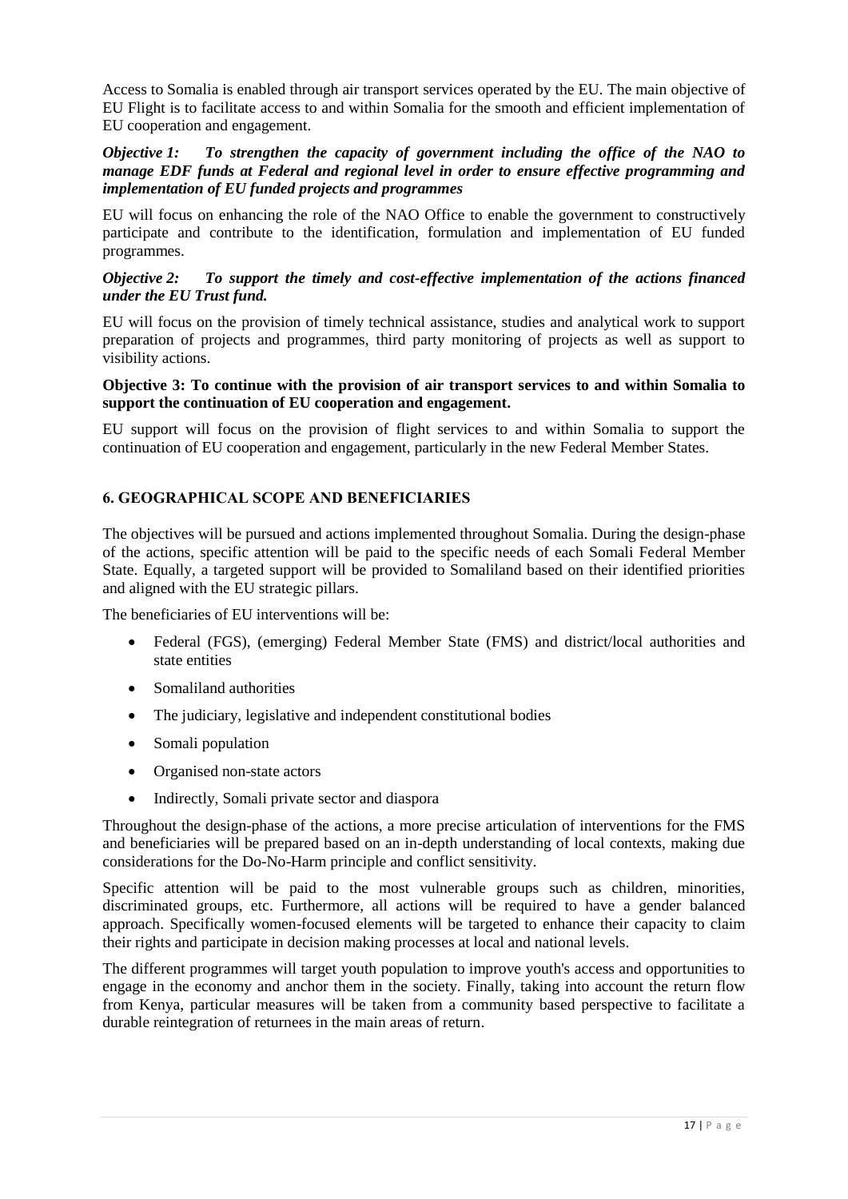Access to Somalia is enabled through air transport services operated by the EU. The main objective of EU Flight is to facilitate access to and within Somalia for the smooth and efficient implementation of EU cooperation and engagement.

***Objective 1: To strengthen the capacity of government including the office of the NAO to manage EDF funds at Federal and regional level in order to ensure effective programming and implementation of EU funded projects and programmes***

EU will focus on enhancing the role of the NAO Office to enable the government to constructively participate and contribute to the identification, formulation and implementation of EU funded programmes.

***Objective 2: To support the timely and cost-effective implementation of the actions financed under the EU Trust fund.***

EU will focus on the provision of timely technical assistance, studies and analytical work to support preparation of projects and programmes, third party monitoring of projects as well as support to visibility actions.

**Objective 3: To continue with the provision of air transport services to and within Somalia to support the continuation of EU cooperation and engagement.**

EU support will focus on the provision of flight services to and within Somalia to support the continuation of EU cooperation and engagement, particularly in the new Federal Member States.

## 6. GEOGRAPHICAL SCOPE AND BENEFICIARIES

The objectives will be pursued and actions implemented throughout Somalia. During the design-phase of the actions, specific attention will be paid to the specific needs of each Somali Federal Member State. Equally, a targeted support will be provided to Somaliland based on their identified priorities and aligned with the EU strategic pillars.

The beneficiaries of EU interventions will be:

- Federal (FGS), (emerging) Federal Member State (FMS) and district/local authorities and state entities
- Somaliland authorities
- The judiciary, legislative and independent constitutional bodies
- Somali population
- Organised non-state actors
- Indirectly, Somali private sector and diaspora

Throughout the design-phase of the actions, a more precise articulation of interventions for the FMS and beneficiaries will be prepared based on an in-depth understanding of local contexts, making due considerations for the Do-No-Harm principle and conflict sensitivity.

Specific attention will be paid to the most vulnerable groups such as children, minorities, discriminated groups, etc. Furthermore, all actions will be required to have a gender balanced approach. Specifically women-focused elements will be targeted to enhance their capacity to claim their rights and participate in decision making processes at local and national levels.

The different programmes will target youth population to improve youth's access and opportunities to engage in the economy and anchor them in the society. Finally, taking into account the return flow from Kenya, particular measures will be taken from a community based perspective to facilitate a durable reintegration of returnees in the main areas of return.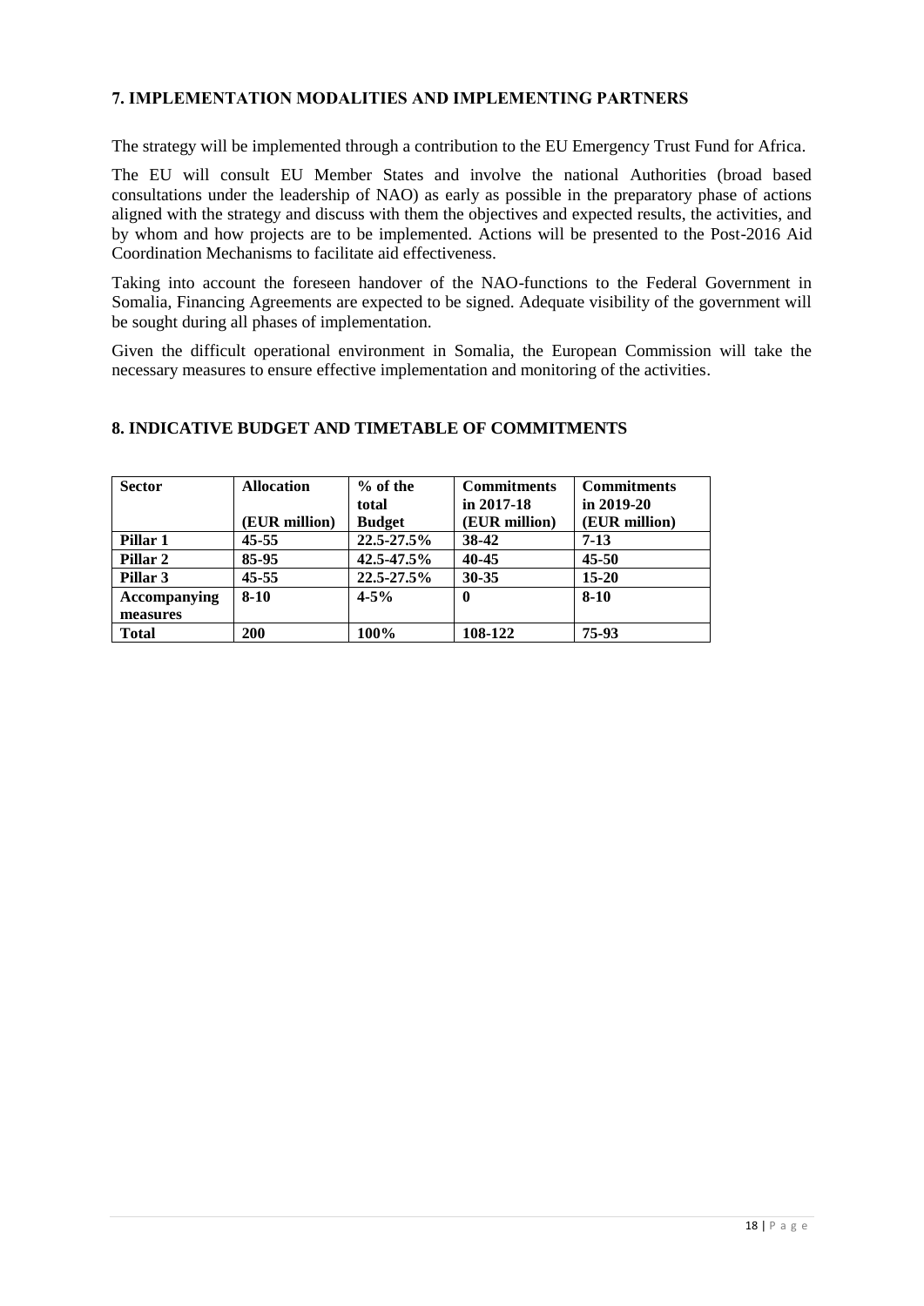## 7. IMPLEMENTATION MODALITIES AND IMPLEMENTING PARTNERS

The strategy will be implemented through a contribution to the EU Emergency Trust Fund for Africa.

The EU will consult EU Member States and involve the national Authorities (broad based consultations under the leadership of NAO) as early as possible in the preparatory phase of actions aligned with the strategy and discuss with them the objectives and expected results, the activities, and by whom and how projects are to be implemented. Actions will be presented to the Post-2016 Aid Coordination Mechanisms to facilitate aid effectiveness.

Taking into account the foreseen handover of the NAO-functions to the Federal Government in Somalia, Financing Agreements are expected to be signed. Adequate visibility of the government will be sought during all phases of implementation.

Given the difficult operational environment in Somalia, the European Commission will take the necessary measures to ensure effective implementation and monitoring of the activities.

## 8. INDICATIVE BUDGET AND TIMETABLE OF COMMITMENTS

| Sector | Allocation (EUR million) | % of the total Budget | Commitments in 2017-18 (EUR million) | Commitments in 2019-20 (EUR million) |
|---|---|---|---|---|
| **Pillar 1** | **45-55** | **22.5-27.5%** | **38-42** | **7-13** |
| **Pillar 2** | **85-95** | **42.5-47.5%** | **40-45** | **45-50** |
| **Pillar 3** | **45-55** | **22.5-27.5%** | **30-35** | **15-20** |
| **Accompanying measures** | **8-10** | **4-5%** | **0** | **8-10** |
| **Total** | **200** | **100%** | **108-122** | **75-93** |